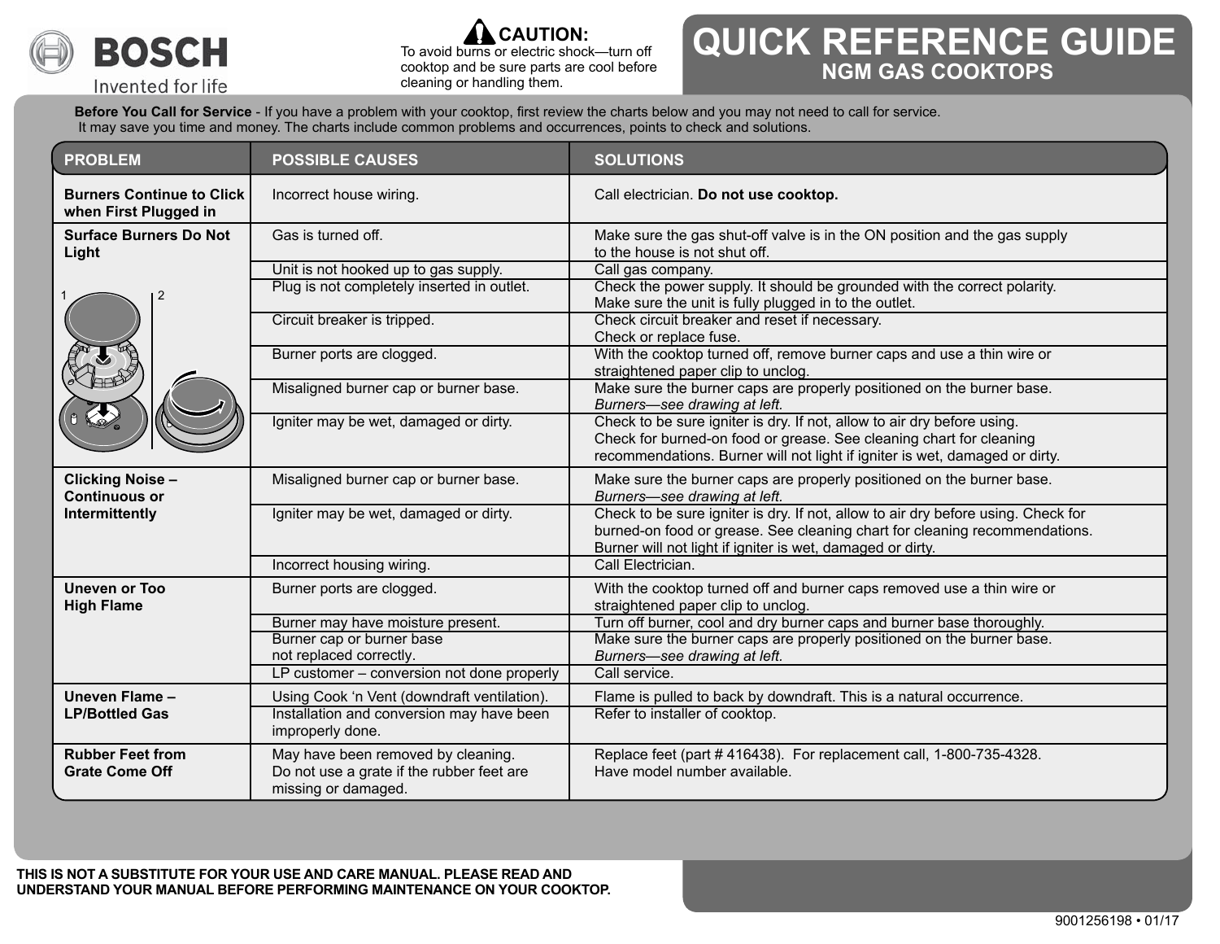BOSCH

Invented for life

**CAUTION:** To avoid burns or electric shock—turn off cooktop and be sure parts are cool before cleaning or handling them.

# QUICK REFERENCE GUIDE

## NGM GAS COOKTOPS

**Before You Call for Service** - If you have a problem with your cooktop, first review the charts below and you may not need to call for service. It may save you time and money. The charts include common problems and occurrences, points to check and solutions.

| PROBLEM | POSSIBLE CAUSES | SOLUTIONS |
|---|---|---|
| **Burners Continue to Click when First Plugged in** | Incorrect house wiring. | Call electrician. **Do not use cooktop.** |
| **Surface Burners Do Not Light** | Gas is turned off. | Make sure the gas shut-off valve is in the ON position and the gas supply to the house is not shut off. |
| | Unit is not hooked up to gas supply. | Call gas company. |
| | Plug is not completely inserted in outlet. | Check the power supply. It should be grounded with the correct polarity. Make sure the unit is fully plugged in to the outlet. |
| | Circuit breaker is tripped. | Check circuit breaker and reset if necessary. Check or replace fuse. |
| | Burner ports are clogged. | With the cooktop turned off, remove burner caps and use a thin wire or straightened paper clip to unclog. |
| | Misaligned burner cap or burner base. | Make sure the burner caps are properly positioned on the burner base. *Burners—see drawing at left.* |
| | Igniter may be wet, damaged or dirty. | Check to be sure igniter is dry. If not, allow to air dry before using. Check for burned-on food or grease. See cleaning chart for cleaning recommendations. Burner will not light if igniter is wet, damaged or dirty. |
| **Clicking Noise – Continuous or Intermittently** | Misaligned burner cap or burner base. | Make sure the burner caps are properly positioned on the burner base. *Burners—see drawing at left.* |
| | Igniter may be wet, damaged or dirty. | Check to be sure igniter is dry. If not, allow to air dry before using. Check for burned-on food or grease. See cleaning chart for cleaning recommendations. Burner will not light if igniter is wet, damaged or dirty. |
| | Incorrect housing wiring. | Call Electrician. |
| **Uneven or Too High Flame** | Burner ports are clogged. | With the cooktop turned off and burner caps removed use a thin wire or straightened paper clip to unclog. |
| | Burner may have moisture present. | Turn off burner, cool and dry burner caps and burner base thoroughly. |
| | Burner cap or burner base not replaced correctly. | Make sure the burner caps are properly positioned on the burner base. *Burners—see drawing at left.* |
| | LP customer – conversion not done properly | Call service. |
| **Uneven Flame – LP/Bottled Gas** | Using Cook 'n Vent (downdraft ventilation). | Flame is pulled to back by downdraft. This is a natural occurrence. |
| | Installation and conversion may have been improperly done. | Refer to installer of cooktop. |
| **Rubber Feet from Grate Come Off** | May have been removed by cleaning. Do not use a grate if the rubber feet are missing or damaged. | Replace feet (part # 416438). For replacement call, 1-800-735-4328. Have model number available. |

**THIS IS NOT A SUBSTITUTE FOR YOUR USE AND CARE MANUAL. PLEASE READ AND UNDERSTAND YOUR MANUAL BEFORE PERFORMING MAINTENANCE ON YOUR COOKTOP.**

9001256198 • 01/17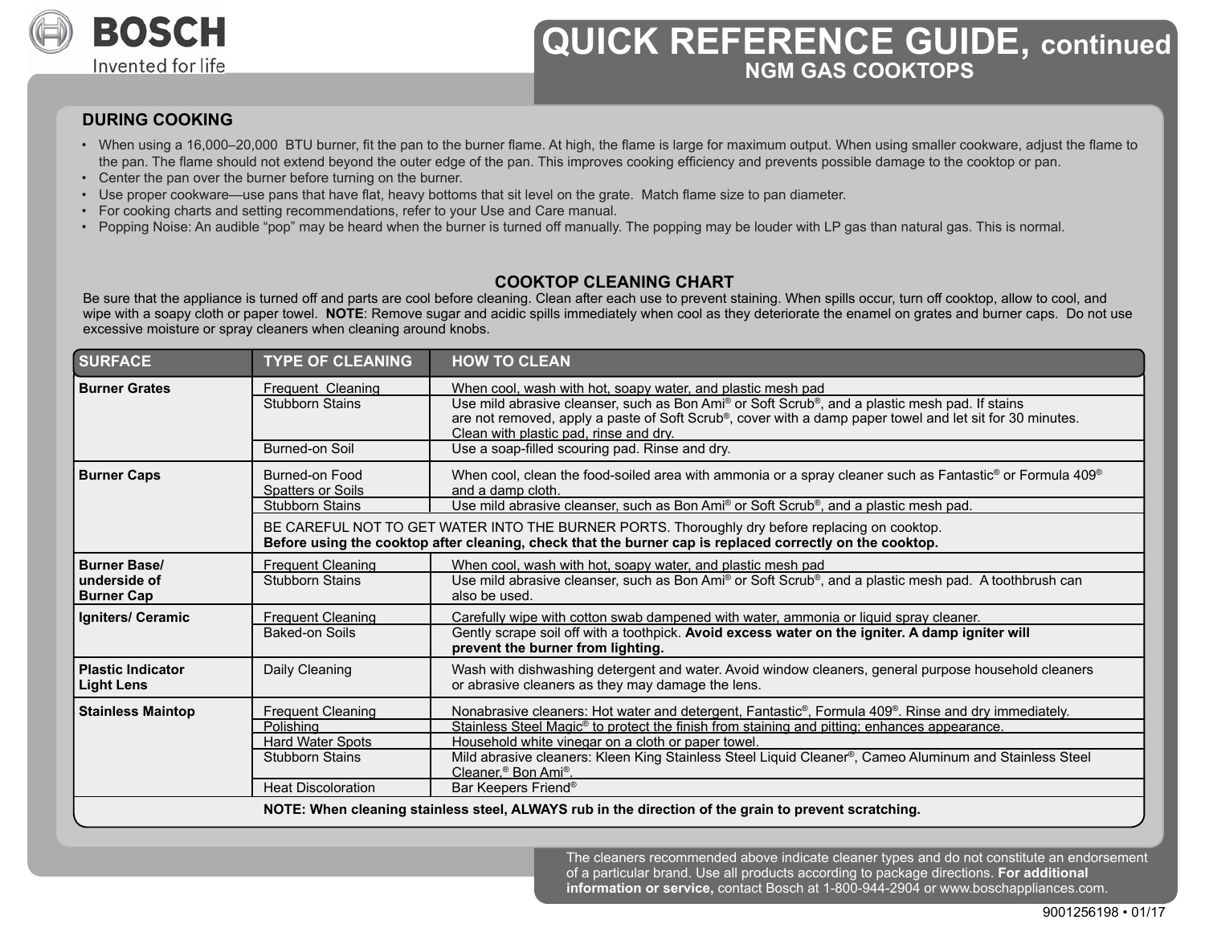# QUICK REFERENCE GUIDE, continued
## NGM GAS COOKTOPS

### DURING COOKING

- When using a 16,000–20,000 BTU burner, fit the pan to the burner flame. At high, the flame is large for maximum output. When using smaller cookware, adjust the flame to the pan. The flame should not extend beyond the outer edge of the pan. This improves cooking efficiency and prevents possible damage to the cooktop or pan.
- Center the pan over the burner before turning on the burner.
- Use proper cookware—use pans that have flat, heavy bottoms that sit level on the grate. Match flame size to pan diameter.
- For cooking charts and setting recommendations, refer to your Use and Care manual.
- Popping Noise: An audible “pop” may be heard when the burner is turned off manually. The popping may be louder with LP gas than natural gas. This is normal.

### COOKTOP CLEANING CHART

Be sure that the appliance is turned off and parts are cool before cleaning. Clean after each use to prevent staining. When spills occur, turn off cooktop, allow to cool, and wipe with a soapy cloth or paper towel. **NOTE**: Remove sugar and acidic spills immediately when cool as they deteriorate the enamel on grates and burner caps. Do not use excessive moisture or spray cleaners when cleaning around knobs.

| SURFACE | TYPE OF CLEANING | HOW TO CLEAN |
|---|---|---|
| **Burner Grates** | Frequent Cleaning | When cool, wash with hot, soapy water, and plastic mesh pad |
| | Stubborn Stains | Use mild abrasive cleanser, such as Bon Ami® or Soft Scrub®, and a plastic mesh pad. If stains are not removed, apply a paste of Soft Scrub®, cover with a damp paper towel and let sit for 30 minutes. Clean with plastic pad, rinse and dry. |
| | Burned-on Soil | Use a soap-filled scouring pad. Rinse and dry. |
| **Burner Caps** | Burned-on Food Spatters or Soils | When cool, clean the food-soiled area with ammonia or a spray cleaner such as Fantastic® or Formula 409® and a damp cloth. |
| | Stubborn Stains | Use mild abrasive cleanser, such as Bon Ami® or Soft Scrub®, and a plastic mesh pad. |
| | BE CAREFUL NOT TO GET WATER INTO THE BURNER PORTS. Thoroughly dry before replacing on cooktop. **Before using the cooktop after cleaning, check that the burner cap is replaced correctly on the cooktop.** | |
| **Burner Base/ underside of Burner Cap** | Frequent Cleaning | When cool, wash with hot, soapy water, and plastic mesh pad |
| | Stubborn Stains | Use mild abrasive cleanser, such as Bon Ami® or Soft Scrub®, and a plastic mesh pad. A toothbrush can also be used. |
| **Igniters/ Ceramic** | Frequent Cleaning | Carefully wipe with cotton swab dampened with water, ammonia or liquid spray cleaner. |
| | Baked-on Soils | Gently scrape soil off with a toothpick. **Avoid excess water on the igniter. A damp igniter will prevent the burner from lighting.** |
| **Plastic Indicator Light Lens** | Daily Cleaning | Wash with dishwashing detergent and water. Avoid window cleaners, general purpose household cleaners or abrasive cleaners as they may damage the lens. |
| **Stainless Maintop** | Frequent Cleaning | Nonabrasive cleaners: Hot water and detergent, Fantastic®, Formula 409®. Rinse and dry immediately. |
| | Polishing | Stainless Steel Magic® to protect the finish from staining and pitting; enhances appearance. |
| | Hard Water Spots | Household white vinegar on a cloth or paper towel. |
| | Stubborn Stains | Mild abrasive cleaners: Kleen King Stainless Steel Liquid Cleaner®, Cameo Aluminum and Stainless Steel Cleaner,® Bon Ami®. |
| | Heat Discoloration | Bar Keepers Friend® |
| | **NOTE: When cleaning stainless steel, ALWAYS rub in the direction of the grain to prevent scratching.** | |

The cleaners recommended above indicate cleaner types and do not constitute an endorsement of a particular brand. Use all products according to package directions. **For additional information or service,** contact Bosch at 1-800-944-2904 or www.boschappliances.com.

9001256198 • 01/17